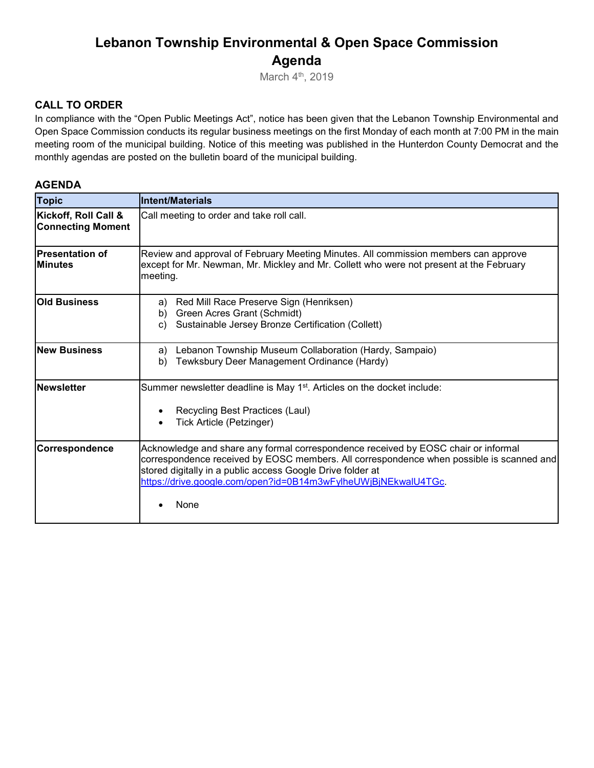# Lebanon Township Environmental & Open Space Commission Agenda

March 4th, 2019

## CALL TO ORDER

In compliance with the "Open Public Meetings Act", notice has been given that the Lebanon Township Environmental and Open Space Commission conducts its regular business meetings on the first Monday of each month at 7:00 PM in the main meeting room of the municipal building. Notice of this meeting was published in the Hunterdon County Democrat and the monthly agendas are posted on the bulletin board of the municipal building.

## AGENDA

| Topic | Intent/Materials |
|---|---|
| **Kickoff, Roll Call & Connecting Moment** | Call meeting to order and take roll call. |
| **Presentation of Minutes** | Review and approval of February Meeting Minutes. All commission members can approve except for Mr. Newman, Mr. Mickley and Mr. Collett who were not present at the February meeting. |
| **Old Business** | a) Red Mill Race Preserve Sign (Henriksen)<br>b) Green Acres Grant (Schmidt)<br>c) Sustainable Jersey Bronze Certification (Collett) |
| **New Business** | a) Lebanon Township Museum Collaboration (Hardy, Sampaio)<br>b) Tewksbury Deer Management Ordinance (Hardy) |
| **Newsletter** | Summer newsletter deadline is May 1st. Articles on the docket include:<br>• Recycling Best Practices (Laul)<br>• Tick Article (Petzinger) |
| **Correspondence** | Acknowledge and share any formal correspondence received by EOSC chair or informal correspondence received by EOSC members. All correspondence when possible is scanned and stored digitally in a public access Google Drive folder at https://drive.google.com/open?id=0B14m3wFylheUWjBjNEkwalU4TGc.<br>• None |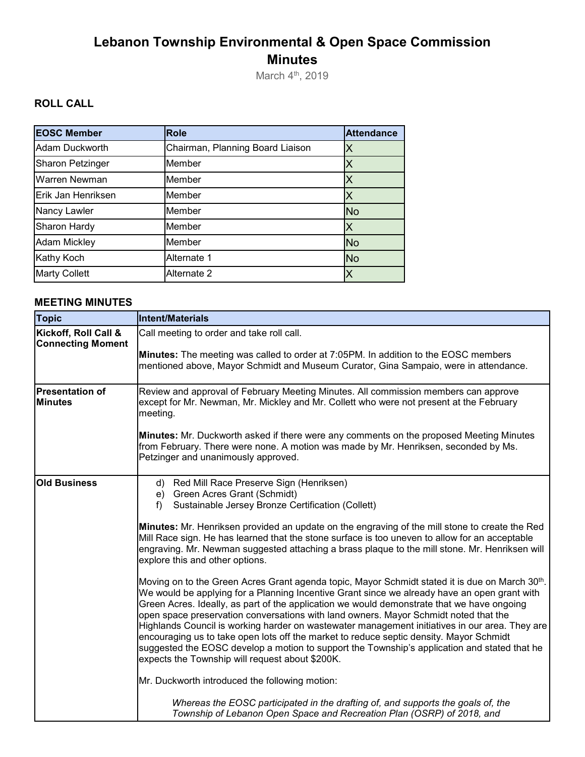# Lebanon Township Environmental & Open Space Commission Minutes

March 4th, 2019

## ROLL CALL

| EOSC Member | Role | Attendance |
|---|---|---|
| Adam Duckworth | Chairman, Planning Board Liaison | X |
| Sharon Petzinger | Member | X |
| Warren Newman | Member | X |
| Erik Jan Henriksen | Member | X |
| Nancy Lawler | Member | No |
| Sharon Hardy | Member | X |
| Adam Mickley | Member | No |
| Kathy Koch | Alternate 1 | No |
| Marty Collett | Alternate 2 | X |

## MEETING MINUTES

| Topic | Intent/Materials |
|---|---|
| **Kickoff, Roll Call & Connecting Moment** | Call meeting to order and take roll call.<br><br>**Minutes:** The meeting was called to order at 7:05PM. In addition to the EOSC members mentioned above, Mayor Schmidt and Museum Curator, Gina Sampaio, were in attendance. |
| **Presentation of Minutes** | Review and approval of February Meeting Minutes. All commission members can approve except for Mr. Newman, Mr. Mickley and Mr. Collett who were not present at the February meeting.<br><br>**Minutes:** Mr. Duckworth asked if there were any comments on the proposed Meeting Minutes from February. There were none. A motion was made by Mr. Henriksen, seconded by Ms. Petzinger and unanimously approved. |
| **Old Business** | d) Red Mill Race Preserve Sign (Henriksen)<br>e) Green Acres Grant (Schmidt)<br>f) Sustainable Jersey Bronze Certification (Collett)<br><br>**Minutes:** Mr. Henriksen provided an update on the engraving of the mill stone to create the Red Mill Race sign. He has learned that the stone surface is too uneven to allow for an acceptable engraving. Mr. Newman suggested attaching a brass plaque to the mill stone. Mr. Henriksen will explore this and other options.<br><br>Moving on to the Green Acres Grant agenda topic, Mayor Schmidt stated it is due on March 30th. We would be applying for a Planning Incentive Grant since we already have an open grant with Green Acres. Ideally, as part of the application we would demonstrate that we have ongoing open space preservation conversations with land owners. Mayor Schmidt noted that the Highlands Council is working harder on wastewater management initiatives in our area. They are encouraging us to take open lots off the market to reduce septic density. Mayor Schmidt suggested the EOSC develop a motion to support the Township's application and stated that he expects the Township will request about $200K.<br><br>Mr. Duckworth introduced the following motion:<br><br>*Whereas the EOSC participated in the drafting of, and supports the goals of, the Township of Lebanon Open Space and Recreation Plan (OSRP) of 2018, and* |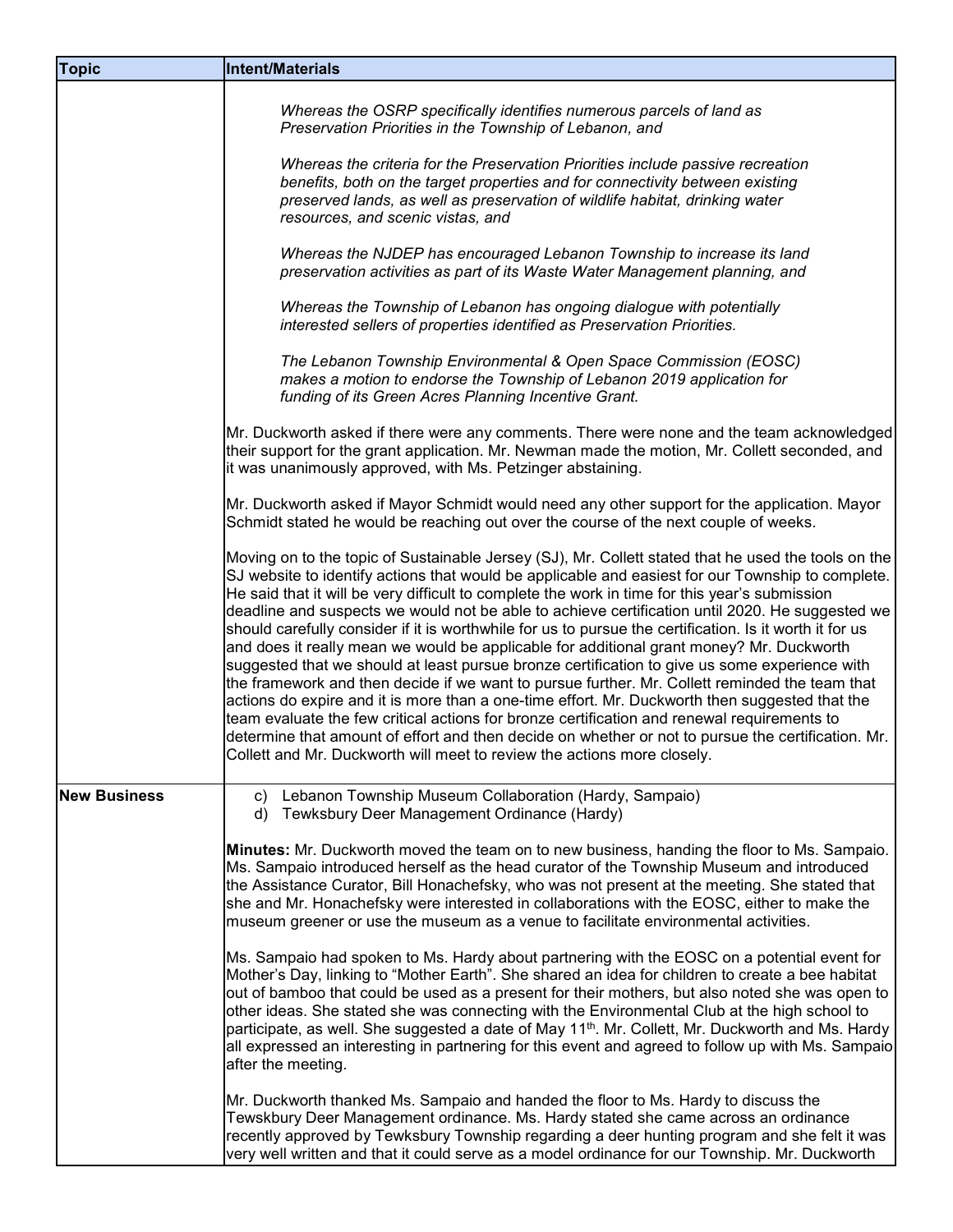| Topic | Intent/Materials |
|---|---|
| | *Whereas the OSRP specifically identifies numerous parcels of land as Preservation Priorities in the Township of Lebanon, and*<br><br>*Whereas the criteria for the Preservation Priorities include passive recreation benefits, both on the target properties and for connectivity between existing preserved lands, as well as preservation of wildlife habitat, drinking water resources, and scenic vistas, and*<br><br>*Whereas the NJDEP has encouraged Lebanon Township to increase its land preservation activities as part of its Waste Water Management planning, and*<br><br>*Whereas the Township of Lebanon has ongoing dialogue with potentially interested sellers of properties identified as Preservation Priorities.*<br><br>*The Lebanon Township Environmental & Open Space Commission (EOSC) makes a motion to endorse the Township of Lebanon 2019 application for funding of its Green Acres Planning Incentive Grant.*<br><br>Mr. Duckworth asked if there were any comments. There were none and the team acknowledged their support for the grant application. Mr. Newman made the motion, Mr. Collett seconded, and it was unanimously approved, with Ms. Petzinger abstaining.<br><br>Mr. Duckworth asked if Mayor Schmidt would need any other support for the application. Mayor Schmidt stated he would be reaching out over the course of the next couple of weeks.<br><br>Moving on to the topic of Sustainable Jersey (SJ), Mr. Collett stated that he used the tools on the SJ website to identify actions that would be applicable and easiest for our Township to complete. He said that it will be very difficult to complete the work in time for this year's submission deadline and suspects we would not be able to achieve certification until 2020. He suggested we should carefully consider if it is worthwhile for us to pursue the certification. Is it worth it for us and does it really mean we would be applicable for additional grant money? Mr. Duckworth suggested that we should at least pursue bronze certification to give us some experience with the framework and then decide if we want to pursue further. Mr. Collett reminded the team that actions do expire and it is more than a one-time effort. Mr. Duckworth then suggested that the team evaluate the few critical actions for bronze certification and renewal requirements to determine that amount of effort and then decide on whether or not to pursue the certification. Mr. Collett and Mr. Duckworth will meet to review the actions more closely. |
| **New Business** | c) Lebanon Township Museum Collaboration (Hardy, Sampaio)<br>d) Tewksbury Deer Management Ordinance (Hardy)<br><br>**Minutes:** Mr. Duckworth moved the team on to new business, handing the floor to Ms. Sampaio. Ms. Sampaio introduced herself as the head curator of the Township Museum and introduced the Assistance Curator, Bill Honachefsky, who was not present at the meeting. She stated that she and Mr. Honachefsky were interested in collaborations with the EOSC, either to make the museum greener or use the museum as a venue to facilitate environmental activities.<br><br>Ms. Sampaio had spoken to Ms. Hardy about partnering with the EOSC on a potential event for Mother's Day, linking to "Mother Earth". She shared an idea for children to create a bee habitat out of bamboo that could be used as a present for their mothers, but also noted she was open to other ideas. She stated she was connecting with the Environmental Club at the high school to participate, as well. She suggested a date of May 11th. Mr. Collett, Mr. Duckworth and Ms. Hardy all expressed an interesting in partnering for this event and agreed to follow up with Ms. Sampaio after the meeting.<br><br>Mr. Duckworth thanked Ms. Sampaio and handed the floor to Ms. Hardy to discuss the Tewskbury Deer Management ordinance. Ms. Hardy stated she came across an ordinance recently approved by Tewksbury Township regarding a deer hunting program and she felt it was very well written and that it could serve as a model ordinance for our Township. Mr. Duckworth |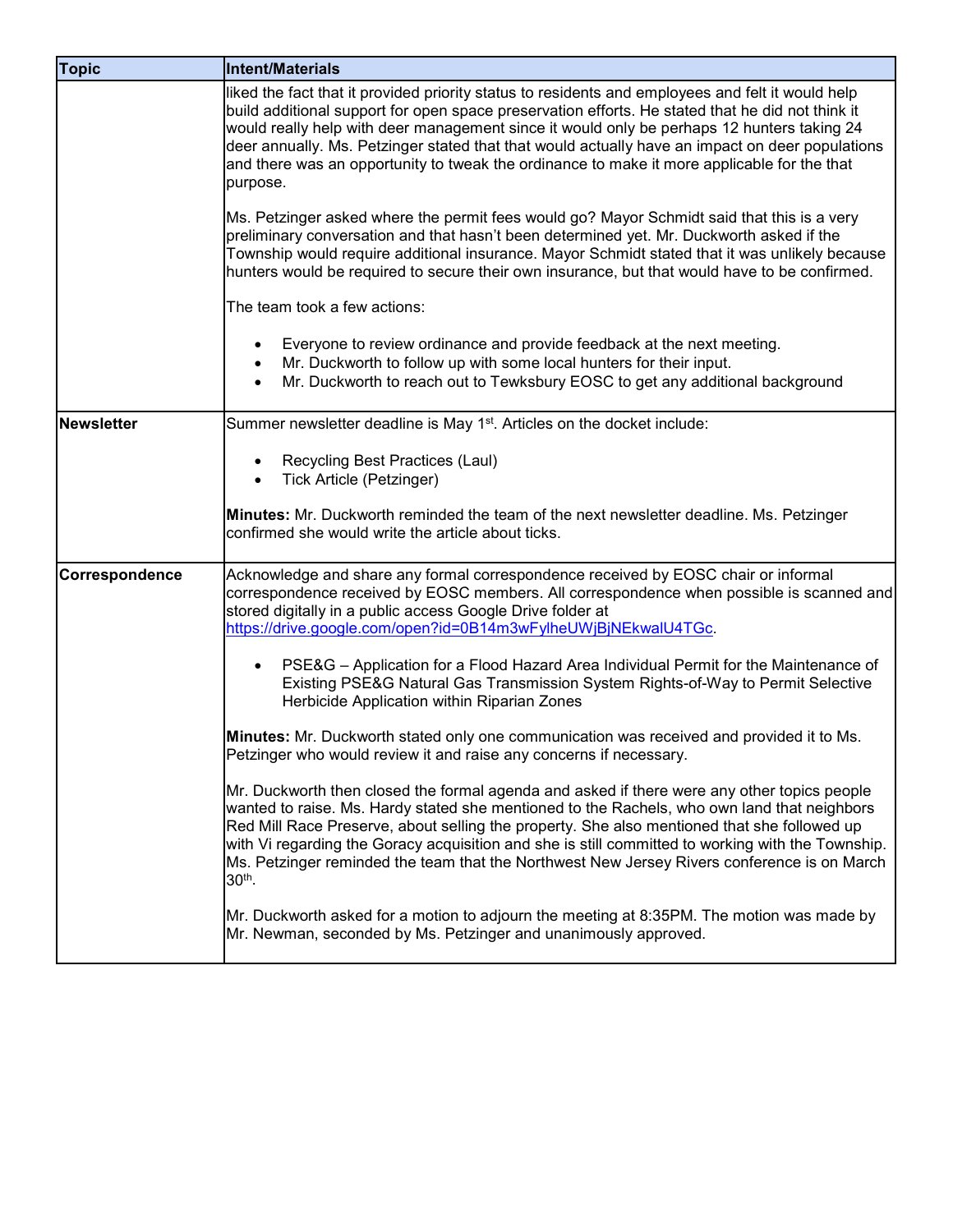| Topic | Intent/Materials |
| --- | --- |
| | liked the fact that it provided priority status to residents and employees and felt it would help build additional support for open space preservation efforts. He stated that he did not think it would really help with deer management since it would only be perhaps 12 hunters taking 24 deer annually. Ms. Petzinger stated that that would actually have an impact on deer populations and there was an opportunity to tweak the ordinance to make it more applicable for the that purpose.<br><br>Ms. Petzinger asked where the permit fees would go? Mayor Schmidt said that this is a very preliminary conversation and that hasn't been determined yet. Mr. Duckworth asked if the Township would require additional insurance. Mayor Schmidt stated that it was unlikely because hunters would be required to secure their own insurance, but that would have to be confirmed.<br><br>The team took a few actions:<br><br>• Everyone to review ordinance and provide feedback at the next meeting.<br>• Mr. Duckworth to follow up with some local hunters for their input.<br>• Mr. Duckworth to reach out to Tewksbury EOSC to get any additional background |
| **Newsletter** | Summer newsletter deadline is May 1st. Articles on the docket include:<br><br>• Recycling Best Practices (Laul)<br>• Tick Article (Petzinger)<br><br>**Minutes:** Mr. Duckworth reminded the team of the next newsletter deadline. Ms. Petzinger confirmed she would write the article about ticks. |
| **Correspondence** | Acknowledge and share any formal correspondence received by EOSC chair or informal correspondence received by EOSC members. All correspondence when possible is scanned and stored digitally in a public access Google Drive folder at https://drive.google.com/open?id=0B14m3wFylheUWjBjNEkwalU4TGc.<br><br>• PSE&G – Application for a Flood Hazard Area Individual Permit for the Maintenance of Existing PSE&G Natural Gas Transmission System Rights-of-Way to Permit Selective Herbicide Application within Riparian Zones<br><br>**Minutes:** Mr. Duckworth stated only one communication was received and provided it to Ms. Petzinger who would review it and raise any concerns if necessary.<br><br>Mr. Duckworth then closed the formal agenda and asked if there were any other topics people wanted to raise. Ms. Hardy stated she mentioned to the Rachels, who own land that neighbors Red Mill Race Preserve, about selling the property. She also mentioned that she followed up with Vi regarding the Goracy acquisition and she is still committed to working with the Township. Ms. Petzinger reminded the team that the Northwest New Jersey Rivers conference is on March 30th.<br><br>Mr. Duckworth asked for a motion to adjourn the meeting at 8:35PM. The motion was made by Mr. Newman, seconded by Ms. Petzinger and unanimously approved. |